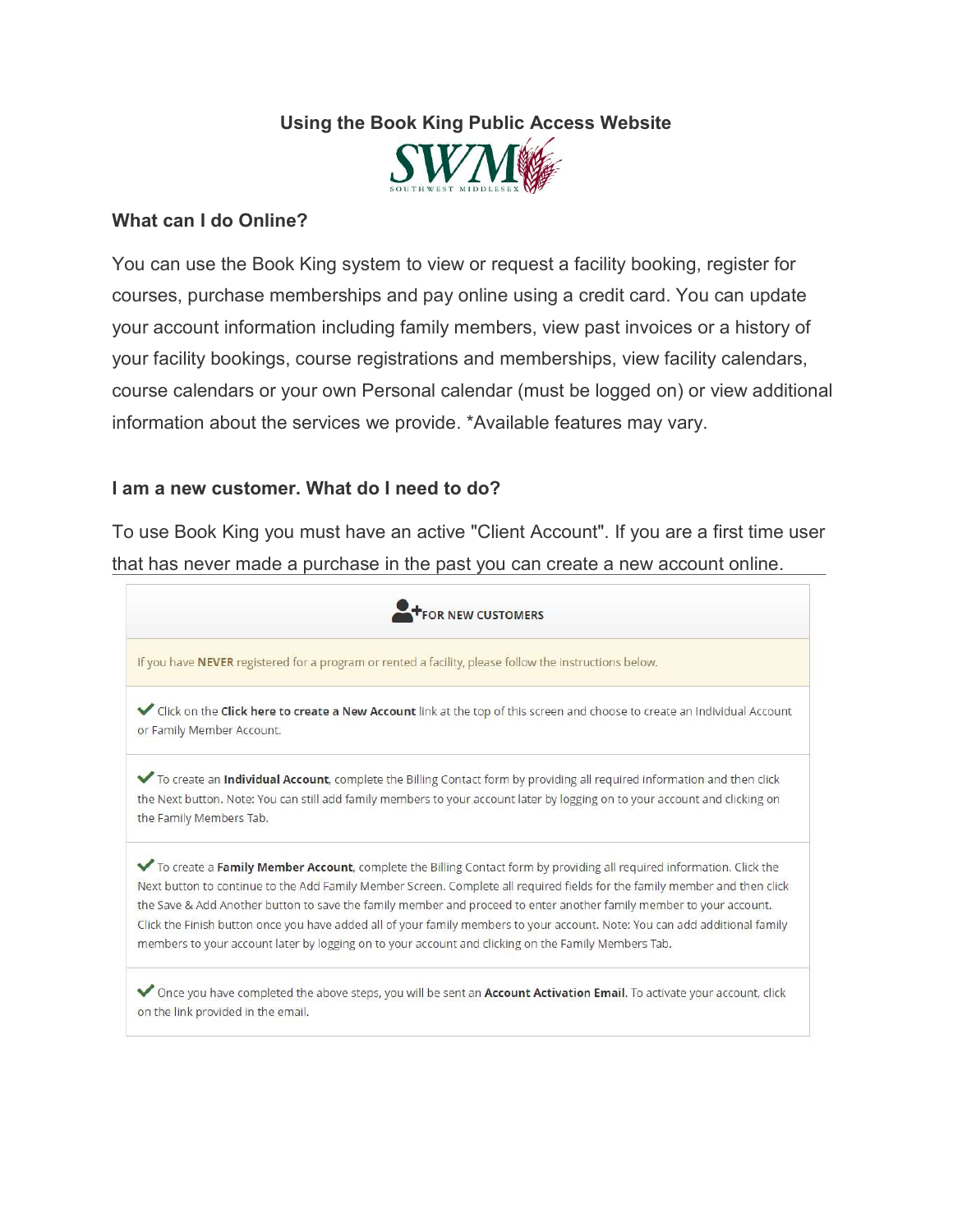# Using the Book King Public Access Website

SWM SOUTHWEST MIDDLESEX

## What can I do Online?

You can use the Book King system to view or request a facility booking, register for courses, purchase memberships and pay online using a credit card. You can update your account information including family members, view past invoices or a history of your facility bookings, course registrations and memberships, view facility calendars, course calendars or your own Personal calendar (must be logged on) or view additional information about the services we provide. *Available features may vary.

## I am a new customer. What do I need to do?

To use Book King you must have an active "Client Account". If you are a first time user that has never made a purchase in the past you can create a new account online.

**FOR NEW CUSTOMERS**

If you have **NEVER** registered for a program or rented a facility, please follow the instructions below.

✔ Click on the **Click here to create a New Account** link at the top of this screen and choose to create an Individual Account or Family Member Account.

✔ To create an **Individual Account**, complete the Billing Contact form by providing all required information and then click the Next button. Note: You can still add family members to your account later by logging on to your account and clicking on the Family Members Tab.

✔ To create a **Family Member Account**, complete the Billing Contact form by providing all required information. Click the Next button to continue to the Add Family Member Screen. Complete all required fields for the family member and then click the Save & Add Another button to save the family member and proceed to enter another family member to your account. Click the Finish button once you have added all of your family members to your account. Note: You can add additional family members to your account later by logging on to your account and clicking on the Family Members Tab.

✔ Once you have completed the above steps, you will be sent an **Account Activation Email**. To activate your account, click on the link provided in the email.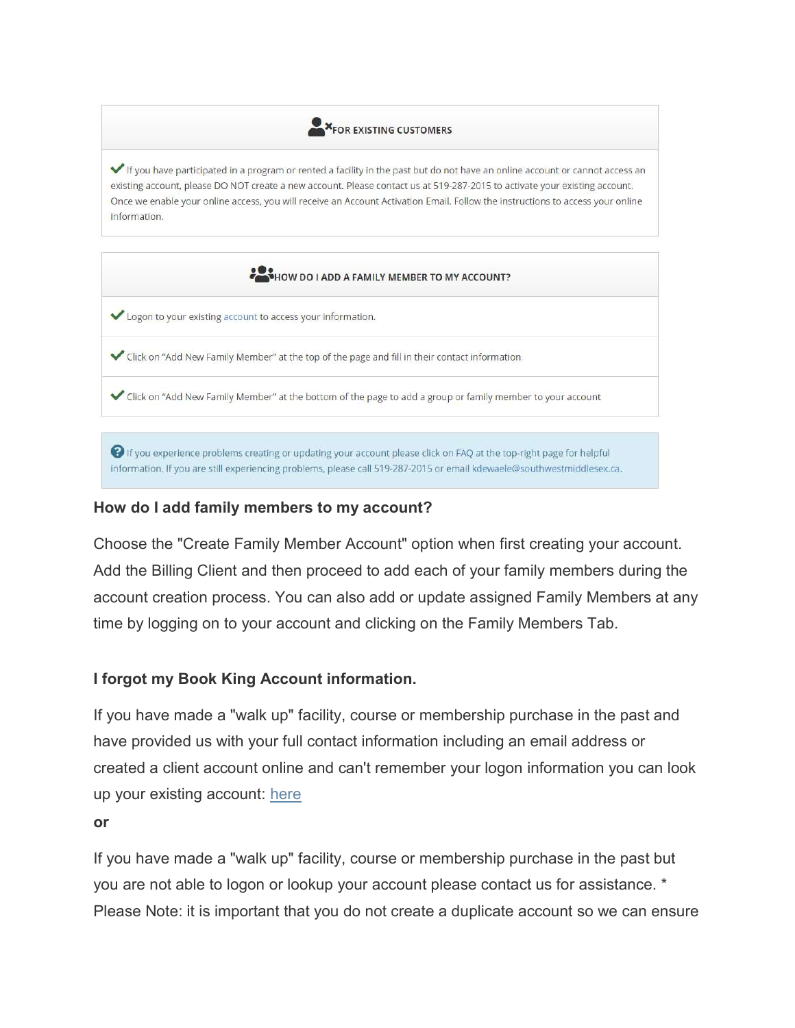**FOR EXISTING CUSTOMERS**

✔ If you have participated in a program or rented a facility in the past but do not have an online account or cannot access an existing account, please DO NOT create a new account. Please contact us at 519-287-2015 to activate your existing account. Once we enable your online access, you will receive an Account Activation Email. Follow the instructions to access your online information.

**HOW DO I ADD A FAMILY MEMBER TO MY ACCOUNT?**

✔ Logon to your existing account to access your information.

✔ Click on "Add New Family Member" at the top of the page and fill in their contact information

✔ Click on "Add New Family Member" at the bottom of the page to add a group or family member to your account

If you experience problems creating or updating your account please click on FAQ at the top-right page for helpful information. If you are still experiencing problems, please call 519-287-2015 or email kdewaele@southwestmiddlesex.ca.

**How do I add family members to my account?**

Choose the "Create Family Member Account" option when first creating your account. Add the Billing Client and then proceed to add each of your family members during the account creation process. You can also add or update assigned Family Members at any time by logging on to your account and clicking on the Family Members Tab.

**I forgot my Book King Account information.**

If you have made a "walk up" facility, course or membership purchase in the past and have provided us with your full contact information including an email address or created a client account online and can't remember your logon information you can look up your existing account: here

**or**

If you have made a "walk up" facility, course or membership purchase in the past but you are not able to logon or lookup your account please contact us for assistance. * Please Note: it is important that you do not create a duplicate account so we can ensure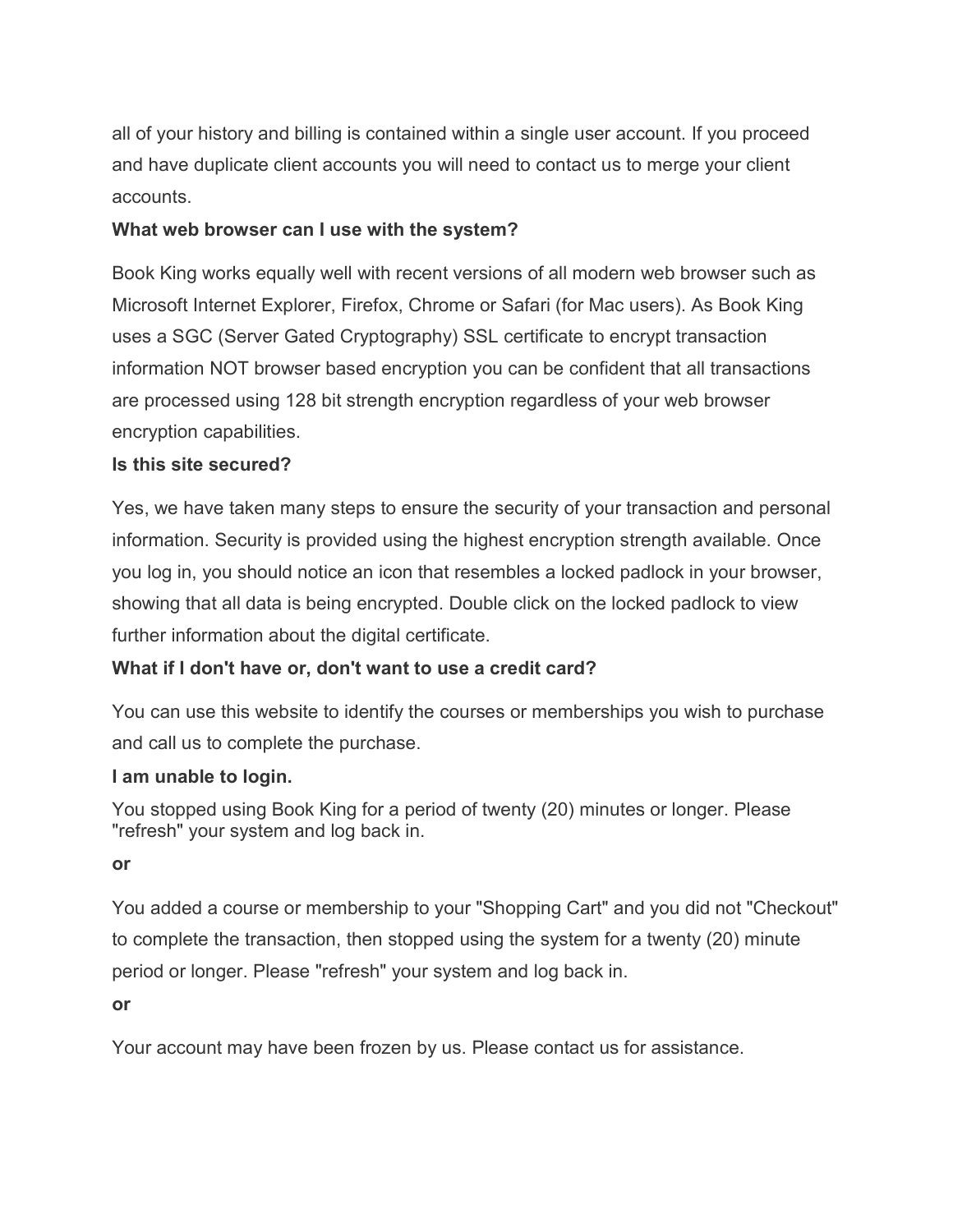all of your history and billing is contained within a single user account. If you proceed and have duplicate client accounts you will need to contact us to merge your client accounts.

**What web browser can I use with the system?**

Book King works equally well with recent versions of all modern web browser such as Microsoft Internet Explorer, Firefox, Chrome or Safari (for Mac users). As Book King uses a SGC (Server Gated Cryptography) SSL certificate to encrypt transaction information NOT browser based encryption you can be confident that all transactions are processed using 128 bit strength encryption regardless of your web browser encryption capabilities.

**Is this site secured?**

Yes, we have taken many steps to ensure the security of your transaction and personal information. Security is provided using the highest encryption strength available. Once you log in, you should notice an icon that resembles a locked padlock in your browser, showing that all data is being encrypted. Double click on the locked padlock to view further information about the digital certificate.

**What if I don't have or, don't want to use a credit card?**

You can use this website to identify the courses or memberships you wish to purchase and call us to complete the purchase.

**I am unable to login.**

You stopped using Book King for a period of twenty (20) minutes or longer. Please "refresh" your system and log back in.

**or**

You added a course or membership to your "Shopping Cart" and you did not "Checkout" to complete the transaction, then stopped using the system for a twenty (20) minute period or longer. Please "refresh" your system and log back in.

**or**

Your account may have been frozen by us. Please contact us for assistance.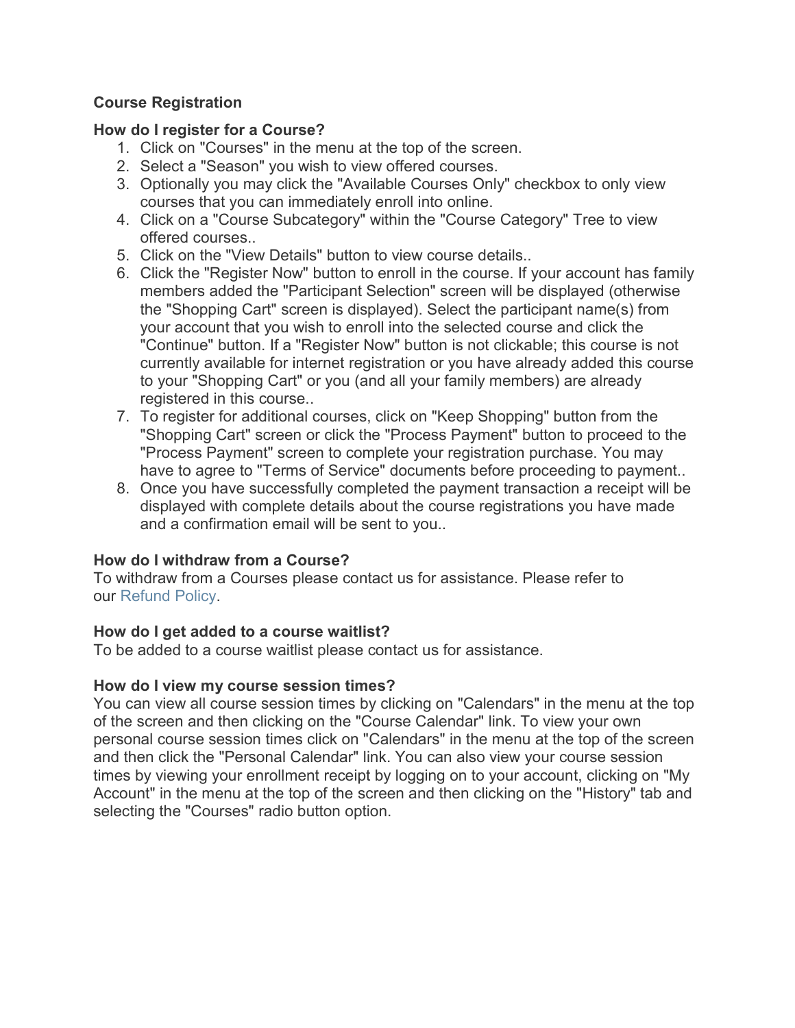## Course Registration

### How do I register for a Course?

1. Click on "Courses" in the menu at the top of the screen.
2. Select a "Season" you wish to view offered courses.
3. Optionally you may click the "Available Courses Only" checkbox to only view courses that you can immediately enroll into online.
4. Click on a "Course Subcategory" within the "Course Category" Tree to view offered courses..
5. Click on the "View Details" button to view course details..
6. Click the "Register Now" button to enroll in the course. If your account has family members added the "Participant Selection" screen will be displayed (otherwise the "Shopping Cart" screen is displayed). Select the participant name(s) from your account that you wish to enroll into the selected course and click the "Continue" button. If a "Register Now" button is not clickable; this course is not currently available for internet registration or you have already added this course to your "Shopping Cart" or you (and all your family members) are already registered in this course..
7. To register for additional courses, click on "Keep Shopping" button from the "Shopping Cart" screen or click the "Process Payment" button to proceed to the "Process Payment" screen to complete your registration purchase. You may have to agree to "Terms of Service" documents before proceeding to payment..
8. Once you have successfully completed the payment transaction a receipt will be displayed with complete details about the course registrations you have made and a confirmation email will be sent to you..

### How do I withdraw from a Course?

To withdraw from a Courses please contact us for assistance. Please refer to our Refund Policy.

### How do I get added to a course waitlist?

To be added to a course waitlist please contact us for assistance.

### How do I view my course session times?

You can view all course session times by clicking on "Calendars" in the menu at the top of the screen and then clicking on the "Course Calendar" link. To view your own personal course session times click on "Calendars" in the menu at the top of the screen and then click the "Personal Calendar" link. You can also view your course session times by viewing your enrollment receipt by logging on to your account, clicking on "My Account" in the menu at the top of the screen and then clicking on the "History" tab and selecting the "Courses" radio button option.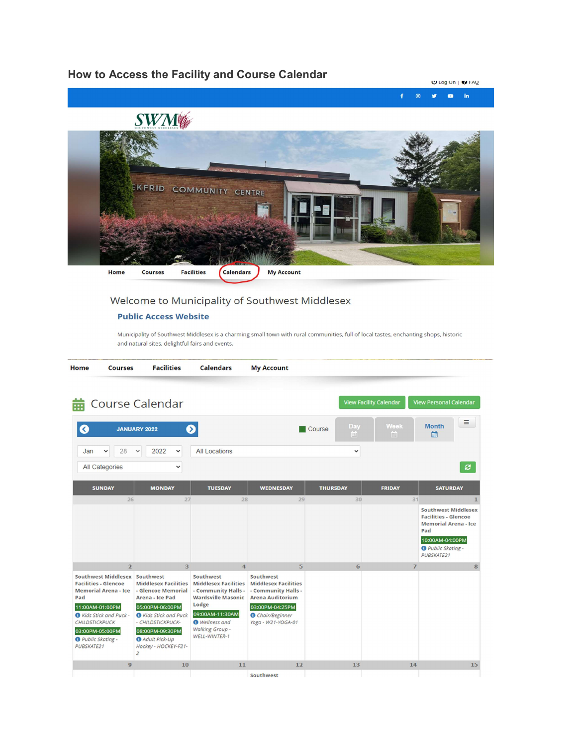# How to Access the Facility and Course Calendar

Log On | FAQ

Home Courses Facilities Calendars My Account

Welcome to Municipality of Southwest Middlesex

**Public Access Website**

Municipality of Southwest Middlesex is a charming small town with rural communities, full of local tastes, enchanting shops, historic and natural sites, delightful fairs and events.

Home Courses Facilities Calendars My Account

## Course Calendar

View Facility Calendar | View Personal Calendar

JANUARY 2022

Course

Day Week Month

Jan 28 2022 All Locations

All Categories

| SUNDAY | MONDAY | TUESDAY | WEDNESDAY | THURSDAY | FRIDAY | SATURDAY |
|---|---|---|---|---|---|---|
| 26 | 27 | 28 | 29 | 30 | 31 | 1 Southwest Middlesex Facilities - Glencoe Memorial Arena - Ice Pad 10:00AM-04:00PM Public Skating - PUBSKATE21 |
| 2 Southwest Middlesex Facilities - Glencoe Memorial Arena - Ice Pad 11:00AM-01:00PM Kids Stick and Puck - CHILDSTICKPUCK 03:00PM-05:00PM Public Skating - PUBSKATE21 | 3 Southwest Middlesex Facilities - Glencoe Memorial Arena - Ice Pad 05:00PM-06:00PM Kids Stick and Puck - CHILDSTICKPUCK- 08:00PM-09:30PM Adult Pick-Up Hockey - HOCKEY-F21-2 | 4 Southwest Middlesex Facilities - Community Halls - Wardsville Masonic Lodge 09:00AM-11:30AM Wellness and Walking Group - WELL-WINTER-1 | 5 Southwest Middlesex Facilities - Community Halls - Arena Auditorium 03:00PM-04:25PM Chair/Beginner Yoga - W21-YOGA-01 | 6 | 7 | 8 |
| 9 | 10 | 11 | 12 Southwest | 13 | 14 | 15 |